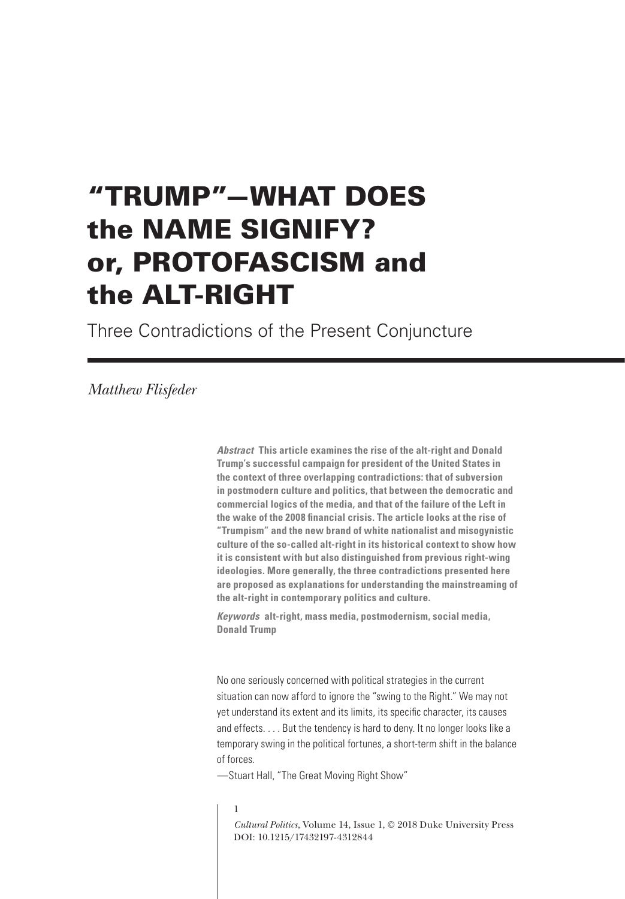# "TRUMP"—WHAT DOES the NAME SIGNIFY? or, PROTOFASCISM and the ALT-RIGHT

## Three Contradictions of the Present Conjuncture

*Matthew Flisfeder*

**_Abstract_ This article examines the rise of the alt-right and Donald Trump's successful campaign for president of the United States in the context of three overlapping contradictions: that of subversion in postmodern culture and politics, that between the democratic and commercial logics of the media, and that of the failure of the Left in the wake of the 2008 financial crisis. The article looks at the rise of "Trumpism" and the new brand of white nationalist and misogynistic culture of the so-called alt-right in its historical context to show how it is consistent with but also distinguished from previous right-wing ideologies. More generally, the three contradictions presented here are proposed as explanations for understanding the mainstreaming of the alt-right in contemporary politics and culture.**

**_Keywords_ alt-right, mass media, postmodernism, social media, Donald Trump**

No one seriously concerned with political strategies in the current situation can now afford to ignore the "swing to the Right." We may not yet understand its extent and its limits, its specific character, its causes and effects. . . . But the tendency is hard to deny. It no longer looks like a temporary swing in the political fortunes, a short-term shift in the balance of forces.

—Stuart Hall, "The Great Moving Right Show"

*Cultural Politics*, Volume 14, Issue 1, © 2018 Duke University Press
DOI: 10.1215/17432197-4312844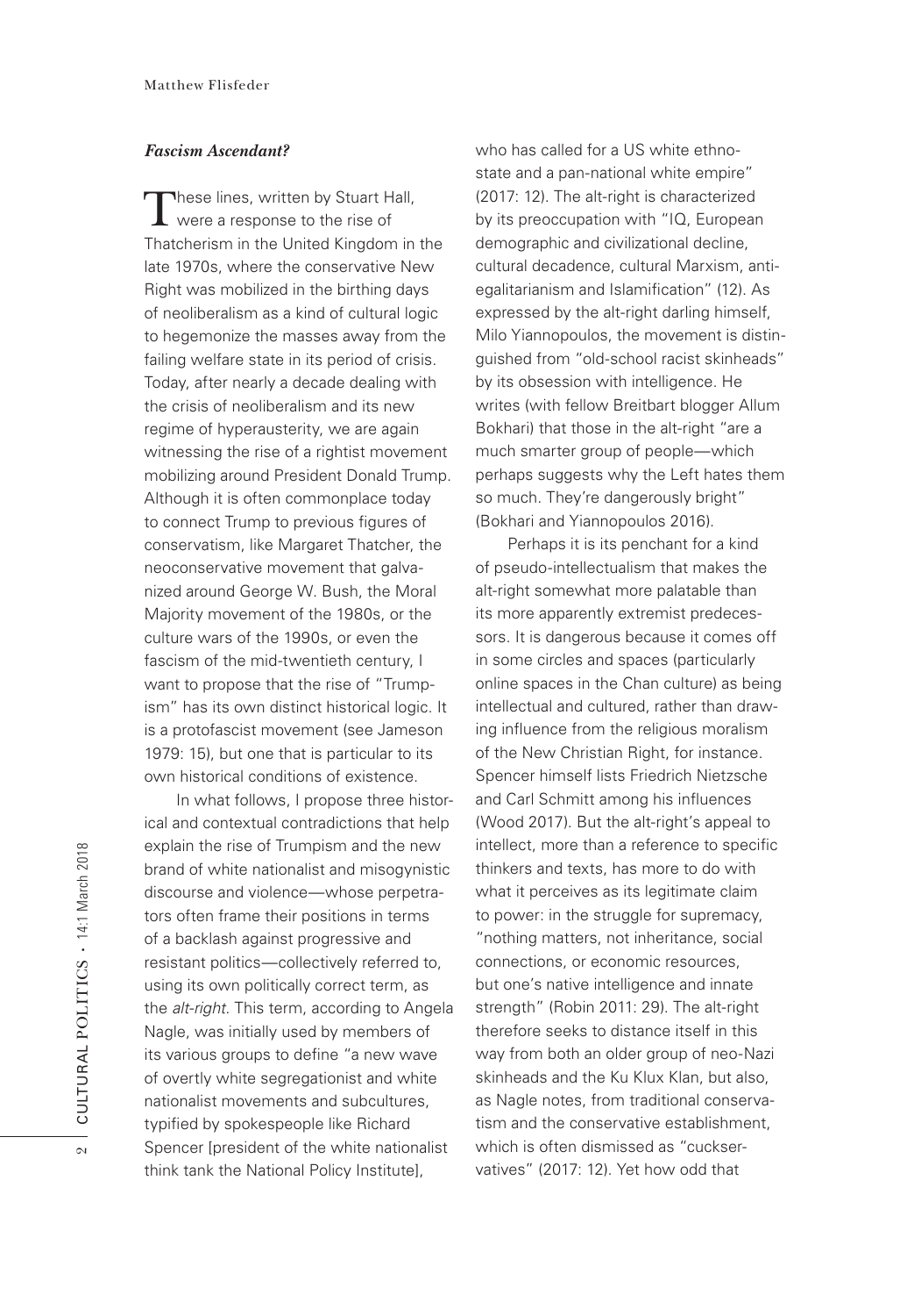### *Fascism Ascendant?*

These lines, written by Stuart Hall, were a response to the rise of Thatcherism in the United Kingdom in the late 1970s, where the conservative New Right was mobilized in the birthing days of neoliberalism as a kind of cultural logic to hegemonize the masses away from the failing welfare state in its period of crisis. Today, after nearly a decade dealing with the crisis of neoliberalism and its new regime of hyperausterity, we are again witnessing the rise of a rightist movement mobilizing around President Donald Trump. Although it is often commonplace today to connect Trump to previous figures of conservatism, like Margaret Thatcher, the neoconservative movement that galvanized around George W. Bush, the Moral Majority movement of the 1980s, or the culture wars of the 1990s, or even the fascism of the mid-twentieth century, I want to propose that the rise of "Trumpism" has its own distinct historical logic. It is a protofascist movement (see Jameson 1979: 15), but one that is particular to its own historical conditions of existence.

In what follows, I propose three historical and contextual contradictions that help explain the rise of Trumpism and the new brand of white nationalist and misogynistic discourse and violence—whose perpetrators often frame their positions in terms of a backlash against progressive and resistant politics—collectively referred to, using its own politically correct term, as the *alt-right*. This term, according to Angela Nagle, was initially used by members of its various groups to define "a new wave of overtly white segregationist and white nationalist movements and subcultures, typified by spokespeople like Richard Spencer [president of the white nationalist think tank the National Policy Institute], who has called for a US white ethnostate and a pan-national white empire" (2017: 12). The alt-right is characterized by its preoccupation with "IQ, European demographic and civilizational decline, cultural decadence, cultural Marxism, anti-egalitarianism and Islamification" (12). As expressed by the alt-right darling himself, Milo Yiannopoulos, the movement is distinguished from "old-school racist skinheads" by its obsession with intelligence. He writes (with fellow Breitbart blogger Allum Bokhari) that those in the alt-right "are a much smarter group of people—which perhaps suggests why the Left hates them so much. They're dangerously bright" (Bokhari and Yiannopoulos 2016).

Perhaps it is its penchant for a kind of pseudo-intellectualism that makes the alt-right somewhat more palatable than its more apparently extremist predecessors. It is dangerous because it comes off in some circles and spaces (particularly online spaces in the Chan culture) as being intellectual and cultured, rather than drawing influence from the religious moralism of the New Christian Right, for instance. Spencer himself lists Friedrich Nietzsche and Carl Schmitt among his influences (Wood 2017). But the alt-right's appeal to intellect, more than a reference to specific thinkers and texts, has more to do with what it perceives as its legitimate claim to power: in the struggle for supremacy, "nothing matters, not inheritance, social connections, or economic resources, but one's native intelligence and innate strength" (Robin 2011: 29). The alt-right therefore seeks to distance itself in this way from both an older group of neo-Nazi skinheads and the Ku Klux Klan, but also, as Nagle notes, from traditional conservatism and the conservative establishment, which is often dismissed as "cuckservatives" (2017: 12). Yet how odd that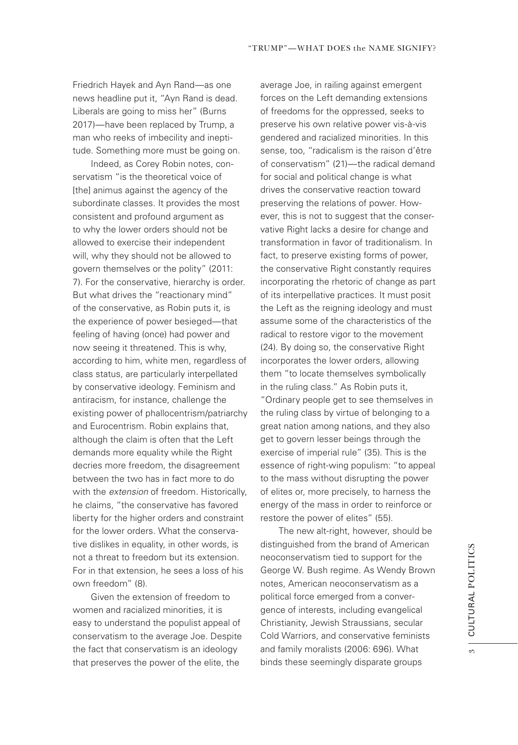Friedrich Hayek and Ayn Rand—as one news headline put it, "Ayn Rand is dead. Liberals are going to miss her" (Burns 2017)—have been replaced by Trump, a man who reeks of imbecility and ineptitude. Something more must be going on.

Indeed, as Corey Robin notes, conservatism "is the theoretical voice of [the] animus against the agency of the subordinate classes. It provides the most consistent and profound argument as to why the lower orders should not be allowed to exercise their independent will, why they should not be allowed to govern themselves or the polity" (2011: 7). For the conservative, hierarchy is order. But what drives the "reactionary mind" of the conservative, as Robin puts it, is the experience of power besieged—that feeling of having (once) had power and now seeing it threatened. This is why, according to him, white men, regardless of class status, are particularly interpellated by conservative ideology. Feminism and antiracism, for instance, challenge the existing power of phallocentrism/patriarchy and Eurocentrism. Robin explains that, although the claim is often that the Left demands more equality while the Right decries more freedom, the disagreement between the two has in fact more to do with the *extension* of freedom. Historically, he claims, "the conservative has favored liberty for the higher orders and constraint for the lower orders. What the conservative dislikes in equality, in other words, is not a threat to freedom but its extension. For in that extension, he sees a loss of his own freedom" (8).

Given the extension of freedom to women and racialized minorities, it is easy to understand the populist appeal of conservatism to the average Joe. Despite the fact that conservatism is an ideology that preserves the power of the elite, the average Joe, in railing against emergent forces on the Left demanding extensions of freedoms for the oppressed, seeks to preserve his own relative power vis-à-vis gendered and racialized minorities. In this sense, too, "radicalism is the raison d'être of conservatism" (21)—the radical demand for social and political change is what drives the conservative reaction toward preserving the relations of power. However, this is not to suggest that the conservative Right lacks a desire for change and transformation in favor of traditionalism. In fact, to preserve existing forms of power, the conservative Right constantly requires incorporating the rhetoric of change as part of its interpellative practices. It must posit the Left as the reigning ideology and must assume some of the characteristics of the radical to restore vigor to the movement (24). By doing so, the conservative Right incorporates the lower orders, allowing them "to locate themselves symbolically in the ruling class." As Robin puts it, "Ordinary people get to see themselves in the ruling class by virtue of belonging to a great nation among nations, and they also get to govern lesser beings through the exercise of imperial rule" (35). This is the essence of right-wing populism: "to appeal to the mass without disrupting the power of elites or, more precisely, to harness the energy of the mass in order to reinforce or restore the power of elites" (55).

The new alt-right, however, should be distinguished from the brand of American neoconservatism tied to support for the George W. Bush regime. As Wendy Brown notes, American neoconservatism as a political force emerged from a convergence of interests, including evangelical Christianity, Jewish Straussians, secular Cold Warriors, and conservative feminists and family moralists (2006: 696). What binds these seemingly disparate groups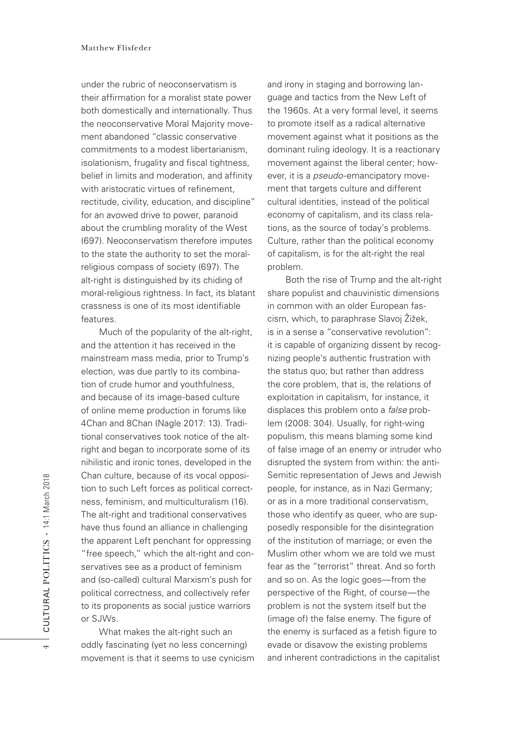under the rubric of neoconservatism is their affirmation for a moralist state power both domestically and internationally. Thus the neoconservative Moral Majority movement abandoned "classic conservative commitments to a modest libertarianism, isolationism, frugality and fiscal tightness, belief in limits and moderation, and affinity with aristocratic virtues of refinement, rectitude, civility, education, and discipline" for an avowed drive to power, paranoid about the crumbling morality of the West (697). Neoconservatism therefore imputes to the state the authority to set the moral-religious compass of society (697). The alt-right is distinguished by its chiding of moral-religious rightness. In fact, its blatant crassness is one of its most identifiable features.

Much of the popularity of the alt-right, and the attention it has received in the mainstream mass media, prior to Trump's election, was due partly to its combination of crude humor and youthfulness, and because of its image-based culture of online meme production in forums like 4Chan and 8Chan (Nagle 2017: 13). Traditional conservatives took notice of the alt-right and began to incorporate some of its nihilistic and ironic tones, developed in the Chan culture, because of its vocal opposition to such Left forces as political correctness, feminism, and multiculturalism (16). The alt-right and traditional conservatives have thus found an alliance in challenging the apparent Left penchant for oppressing "free speech," which the alt-right and conservatives see as a product of feminism and (so-called) cultural Marxism's push for political correctness, and collectively refer to its proponents as social justice warriors or SJWs.

What makes the alt-right such an oddly fascinating (yet no less concerning) movement is that it seems to use cynicism and irony in staging and borrowing language and tactics from the New Left of the 1960s. At a very formal level, it seems to promote itself as a radical alternative movement against what it positions as the dominant ruling ideology. It is a reactionary movement against the liberal center; however, it is a *pseudo*-emancipatory movement that targets culture and different cultural identities, instead of the political economy of capitalism, and its class relations, as the source of today's problems. Culture, rather than the political economy of capitalism, is for the alt-right the real problem.

Both the rise of Trump and the alt-right share populist and chauvinistic dimensions in common with an older European fascism, which, to paraphrase Slavoj Žižek, is in a sense a "conservative revolution": it is capable of organizing dissent by recognizing people's authentic frustration with the status quo; but rather than address the core problem, that is, the relations of exploitation in capitalism, for instance, it displaces this problem onto a *false* problem (2008: 304). Usually, for right-wing populism, this means blaming some kind of false image of an enemy or intruder who disrupted the system from within: the anti-Semitic representation of Jews and Jewish people, for instance, as in Nazi Germany; or as in a more traditional conservatism, those who identify as queer, who are supposedly responsible for the disintegration of the institution of marriage; or even the Muslim other whom we are told we must fear as the "terrorist" threat. And so forth and so on. As the logic goes—from the perspective of the Right, of course—the problem is not the system itself but the (image of) the false enemy. The figure of the enemy is surfaced as a fetish figure to evade or disavow the existing problems and inherent contradictions in the capitalist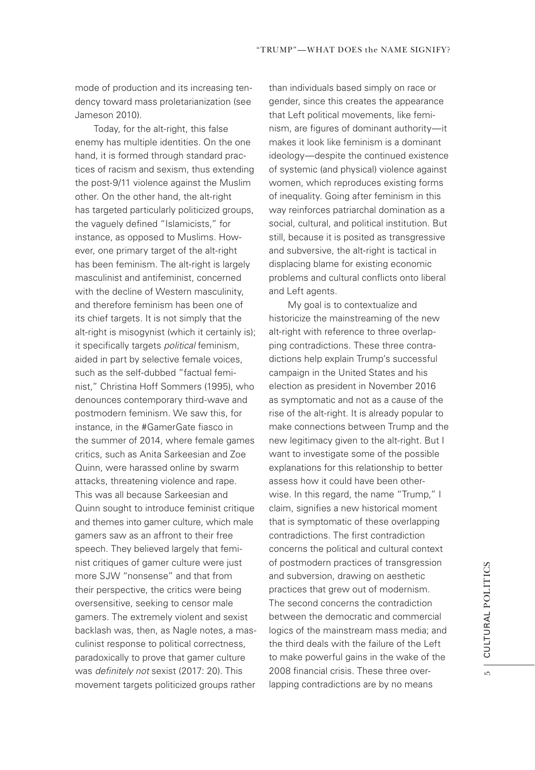mode of production and its increasing tendency toward mass proletarianization (see Jameson 2010).

Today, for the alt-right, this false enemy has multiple identities. On the one hand, it is formed through standard practices of racism and sexism, thus extending the post-9/11 violence against the Muslim other. On the other hand, the alt-right has targeted particularly politicized groups, the vaguely defined "Islamicists," for instance, as opposed to Muslims. However, one primary target of the alt-right has been feminism. The alt-right is largely masculinist and antifeminist, concerned with the decline of Western masculinity, and therefore feminism has been one of its chief targets. It is not simply that the alt-right is misogynist (which it certainly is); it specifically targets *political* feminism, aided in part by selective female voices, such as the self-dubbed "factual feminist," Christina Hoff Sommers (1995), who denounces contemporary third-wave and postmodern feminism. We saw this, for instance, in the #GamerGate fiasco in the summer of 2014, where female games critics, such as Anita Sarkeesian and Zoe Quinn, were harassed online by swarm attacks, threatening violence and rape. This was all because Sarkeesian and Quinn sought to introduce feminist critique and themes into gamer culture, which male gamers saw as an affront to their free speech. They believed largely that feminist critiques of gamer culture were just more SJW "nonsense" and that from their perspective, the critics were being oversensitive, seeking to censor male gamers. The extremely violent and sexist backlash was, then, as Nagle notes, a masculinist response to political correctness, paradoxically to prove that gamer culture was *definitely not* sexist (2017: 20). This movement targets politicized groups rather than individuals based simply on race or gender, since this creates the appearance that Left political movements, like feminism, are figures of dominant authority—it makes it look like feminism is a dominant ideology—despite the continued existence of systemic (and physical) violence against women, which reproduces existing forms of inequality. Going after feminism in this way reinforces patriarchal domination as a social, cultural, and political institution. But still, because it is posited as transgressive and subversive, the alt-right is tactical in displacing blame for existing economic problems and cultural conflicts onto liberal and Left agents.

My goal is to contextualize and historicize the mainstreaming of the new alt-right with reference to three overlapping contradictions. These three contradictions help explain Trump's successful campaign in the United States and his election as president in November 2016 as symptomatic and not as a cause of the rise of the alt-right. It is already popular to make connections between Trump and the new legitimacy given to the alt-right. But I want to investigate some of the possible explanations for this relationship to better assess how it could have been otherwise. In this regard, the name "Trump," I claim, signifies a new historical moment that is symptomatic of these overlapping contradictions. The first contradiction concerns the political and cultural context of postmodern practices of transgression and subversion, drawing on aesthetic practices that grew out of modernism. The second concerns the contradiction between the democratic and commercial logics of the mainstream mass media; and the third deals with the failure of the Left to make powerful gains in the wake of the 2008 financial crisis. These three overlapping contradictions are by no means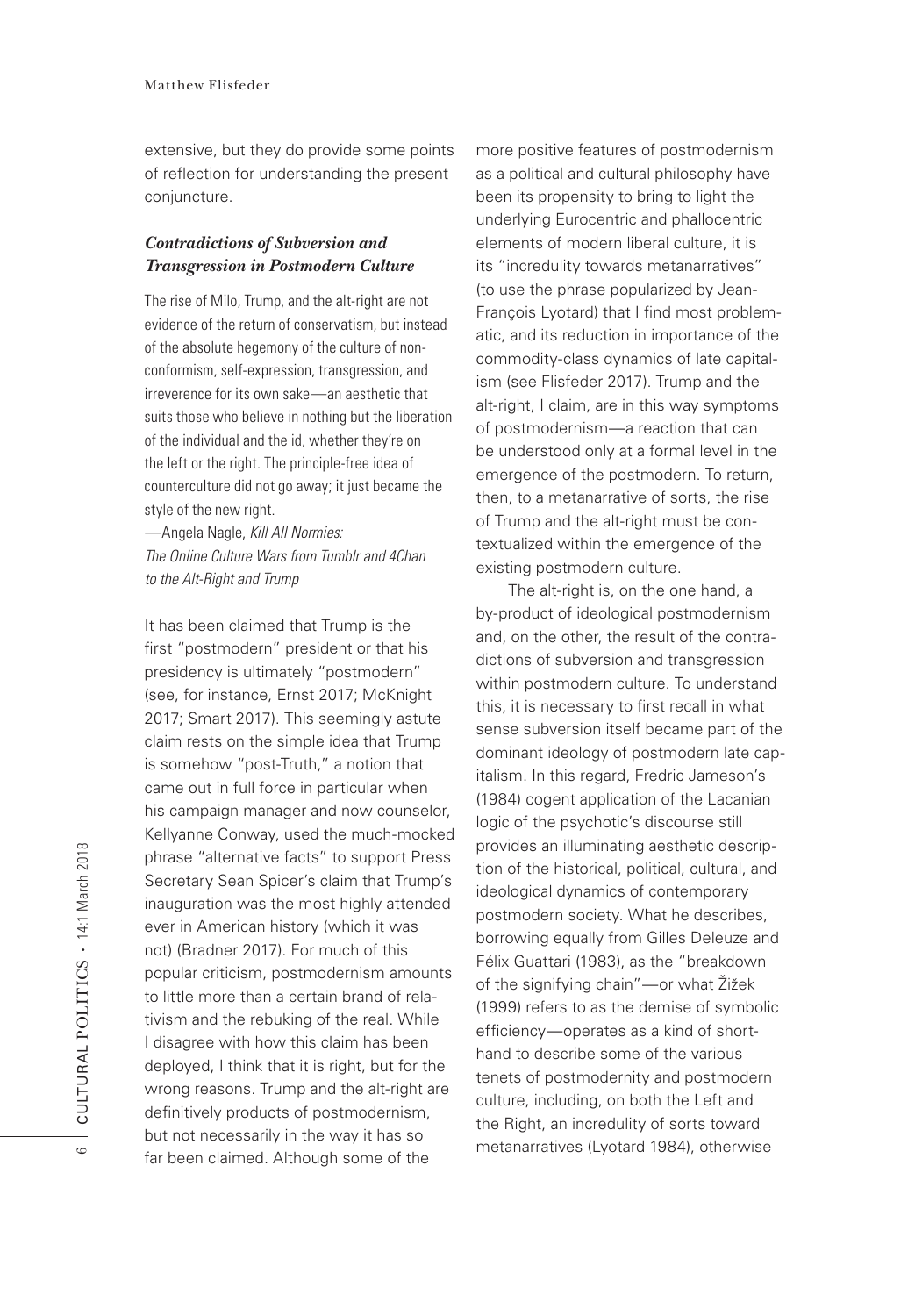extensive, but they do provide some points of reflection for understanding the present conjuncture.

### *Contradictions of Subversion and Transgression in Postmodern Culture*

> The rise of Milo, Trump, and the alt-right are not evidence of the return of conservatism, but instead of the absolute hegemony of the culture of non-conformism, self-expression, transgression, and irreverence for its own sake—an aesthetic that suits those who believe in nothing but the liberation of the individual and the id, whether they're on the left or the right. The principle-free idea of counterculture did not go away; it just became the style of the new right.
>
> —Angela Nagle, *Kill All Normies: The Online Culture Wars from Tumblr and 4Chan to the Alt-Right and Trump*

It has been claimed that Trump is the first "postmodern" president or that his presidency is ultimately "postmodern" (see, for instance, Ernst 2017; McKnight 2017; Smart 2017). This seemingly astute claim rests on the simple idea that Trump is somehow "post-Truth," a notion that came out in full force in particular when his campaign manager and now counselor, Kellyanne Conway, used the much-mocked phrase "alternative facts" to support Press Secretary Sean Spicer's claim that Trump's inauguration was the most highly attended ever in American history (which it was not) (Bradner 2017). For much of this popular criticism, postmodernism amounts to little more than a certain brand of relativism and the rebuking of the real. While I disagree with how this claim has been deployed, I think that it is right, but for the wrong reasons. Trump and the alt-right are definitively products of postmodernism, but not necessarily in the way it has so far been claimed. Although some of the more positive features of postmodernism as a political and cultural philosophy have been its propensity to bring to light the underlying Eurocentric and phallocentric elements of modern liberal culture, it is its "incredulity towards metanarratives" (to use the phrase popularized by Jean-François Lyotard) that I find most problematic, and its reduction in importance of the commodity-class dynamics of late capitalism (see Flisfeder 2017). Trump and the alt-right, I claim, are in this way symptoms of postmodernism—a reaction that can be understood only at a formal level in the emergence of the postmodern. To return, then, to a metanarrative of sorts, the rise of Trump and the alt-right must be contextualized within the emergence of the existing postmodern culture.

The alt-right is, on the one hand, a by-product of ideological postmodernism and, on the other, the result of the contradictions of subversion and transgression within postmodern culture. To understand this, it is necessary to first recall in what sense subversion itself became part of the dominant ideology of postmodern late capitalism. In this regard, Fredric Jameson's (1984) cogent application of the Lacanian logic of the psychotic's discourse still provides an illuminating aesthetic description of the historical, political, cultural, and ideological dynamics of contemporary postmodern society. What he describes, borrowing equally from Gilles Deleuze and Félix Guattari (1983), as the "breakdown of the signifying chain"—or what Žižek (1999) refers to as the demise of symbolic efficiency—operates as a kind of shorthand to describe some of the various tenets of postmodernity and postmodern culture, including, on both the Left and the Right, an incredulity of sorts toward metanarratives (Lyotard 1984), otherwise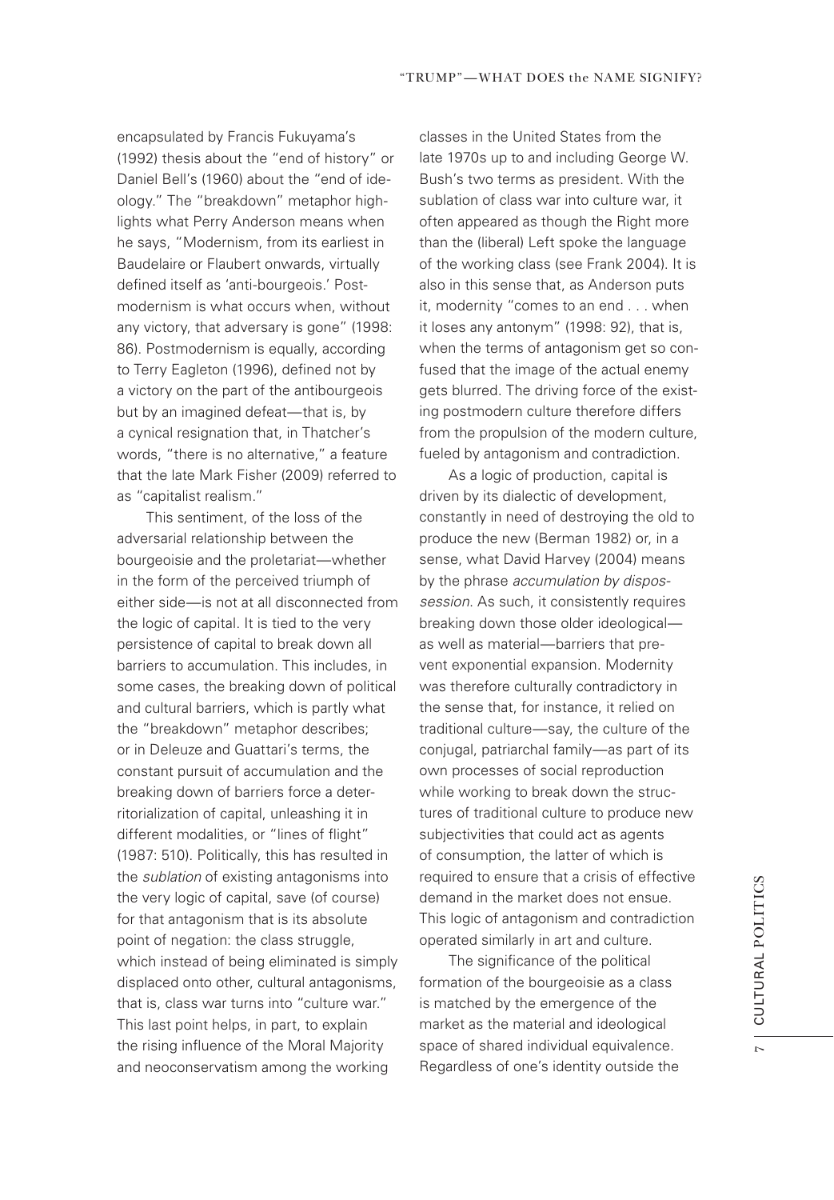encapsulated by Francis Fukuyama's (1992) thesis about the "end of history" or Daniel Bell's (1960) about the "end of ideology." The "breakdown" metaphor highlights what Perry Anderson means when he says, "Modernism, from its earliest in Baudelaire or Flaubert onwards, virtually defined itself as 'anti-bourgeois.' Postmodernism is what occurs when, without any victory, that adversary is gone" (1998: 86). Postmodernism is equally, according to Terry Eagleton (1996), defined not by a victory on the part of the antibourgeois but by an imagined defeat—that is, by a cynical resignation that, in Thatcher's words, "there is no alternative," a feature that the late Mark Fisher (2009) referred to as "capitalist realism."

This sentiment, of the loss of the adversarial relationship between the bourgeoisie and the proletariat—whether in the form of the perceived triumph of either side—is not at all disconnected from the logic of capital. It is tied to the very persistence of capital to break down all barriers to accumulation. This includes, in some cases, the breaking down of political and cultural barriers, which is partly what the "breakdown" metaphor describes; or in Deleuze and Guattari's terms, the constant pursuit of accumulation and the breaking down of barriers force a deterritorialization of capital, unleashing it in different modalities, or "lines of flight" (1987: 510). Politically, this has resulted in the *sublation* of existing antagonisms into the very logic of capital, save (of course) for that antagonism that is its absolute point of negation: the class struggle, which instead of being eliminated is simply displaced onto other, cultural antagonisms, that is, class war turns into "culture war." This last point helps, in part, to explain the rising influence of the Moral Majority and neoconservatism among the working classes in the United States from the late 1970s up to and including George W. Bush's two terms as president. With the sublation of class war into culture war, it often appeared as though the Right more than the (liberal) Left spoke the language of the working class (see Frank 2004). It is also in this sense that, as Anderson puts it, modernity "comes to an end . . . when it loses any antonym" (1998: 92), that is, when the terms of antagonism get so confused that the image of the actual enemy gets blurred. The driving force of the existing postmodern culture therefore differs from the propulsion of the modern culture, fueled by antagonism and contradiction.

As a logic of production, capital is driven by its dialectic of development, constantly in need of destroying the old to produce the new (Berman 1982) or, in a sense, what David Harvey (2004) means by the phrase *accumulation by dispossession*. As such, it consistently requires breaking down those older ideological—as well as material—barriers that prevent exponential expansion. Modernity was therefore culturally contradictory in the sense that, for instance, it relied on traditional culture—say, the culture of the conjugal, patriarchal family—as part of its own processes of social reproduction while working to break down the structures of traditional culture to produce new subjectivities that could act as agents of consumption, the latter of which is required to ensure that a crisis of effective demand in the market does not ensue. This logic of antagonism and contradiction operated similarly in art and culture.

The significance of the political formation of the bourgeoisie as a class is matched by the emergence of the market as the material and ideological space of shared individual equivalence. Regardless of one's identity outside the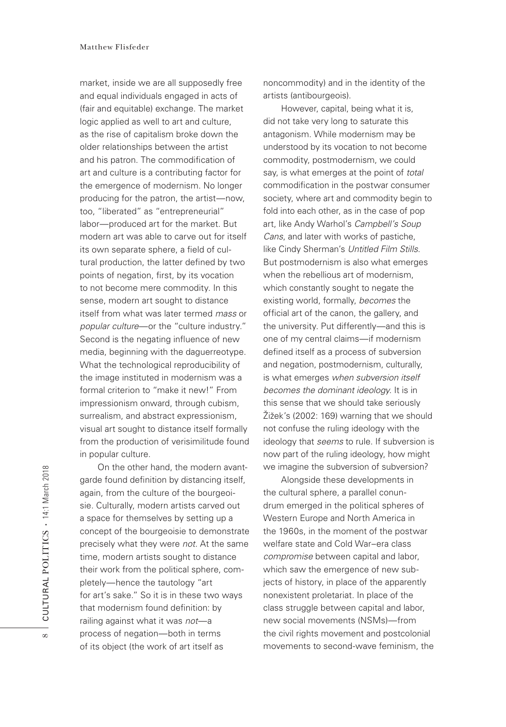market, inside we are all supposedly free and equal individuals engaged in acts of (fair and equitable) exchange. The market logic applied as well to art and culture, as the rise of capitalism broke down the older relationships between the artist and his patron. The commodification of art and culture is a contributing factor for the emergence of modernism. No longer producing for the patron, the artist—now, too, "liberated" as "entrepreneurial" labor—produced art for the market. But modern art was able to carve out for itself its own separate sphere, a field of cultural production, the latter defined by two points of negation, first, by its vocation to not become mere commodity. In this sense, modern art sought to distance itself from what was later termed *mass* or *popular culture*—or the "culture industry." Second is the negating influence of new media, beginning with the daguerreotype. What the technological reproducibility of the image instituted in modernism was a formal criterion to "make it new!" From impressionism onward, through cubism, surrealism, and abstract expressionism, visual art sought to distance itself formally from the production of verisimilitude found in popular culture.

On the other hand, the modern avant-garde found definition by distancing itself, again, from the culture of the bourgeoisie. Culturally, modern artists carved out a space for themselves by setting up a concept of the bourgeoisie to demonstrate precisely what they were *not*. At the same time, modern artists sought to distance their work from the political sphere, completely—hence the tautology "art for art's sake." So it is in these two ways that modernism found definition: by railing against what it was *not*—a process of negation—both in terms of its object (the work of art itself as noncommodity) and in the identity of the artists (antibourgeois).

However, capital, being what it is, did not take very long to saturate this antagonism. While modernism may be understood by its vocation to not become commodity, postmodernism, we could say, is what emerges at the point of *total* commodification in the postwar consumer society, where art and commodity begin to fold into each other, as in the case of pop art, like Andy Warhol's *Campbell's Soup Cans*, and later with works of pastiche, like Cindy Sherman's *Untitled Film Stills*. But postmodernism is also what emerges when the rebellious art of modernism, which constantly sought to negate the existing world, formally, *becomes* the official art of the canon, the gallery, and the university. Put differently—and this is one of my central claims—if modernism defined itself as a process of subversion and negation, postmodernism, culturally, is what emerges *when subversion itself becomes the dominant ideology*. It is in this sense that we should take seriously Žižek's (2002: 169) warning that we should not confuse the ruling ideology with the ideology that *seems* to rule. If subversion is now part of the ruling ideology, how might we imagine the subversion of subversion?

Alongside these developments in the cultural sphere, a parallel conundrum emerged in the political spheres of Western Europe and North America in the 1960s, in the moment of the postwar welfare state and Cold War–era class *compromise* between capital and labor, which saw the emergence of new subjects of history, in place of the apparently nonexistent proletariat. In place of the class struggle between capital and labor, new social movements (NSMs)—from the civil rights movement and postcolonial movements to second-wave feminism, the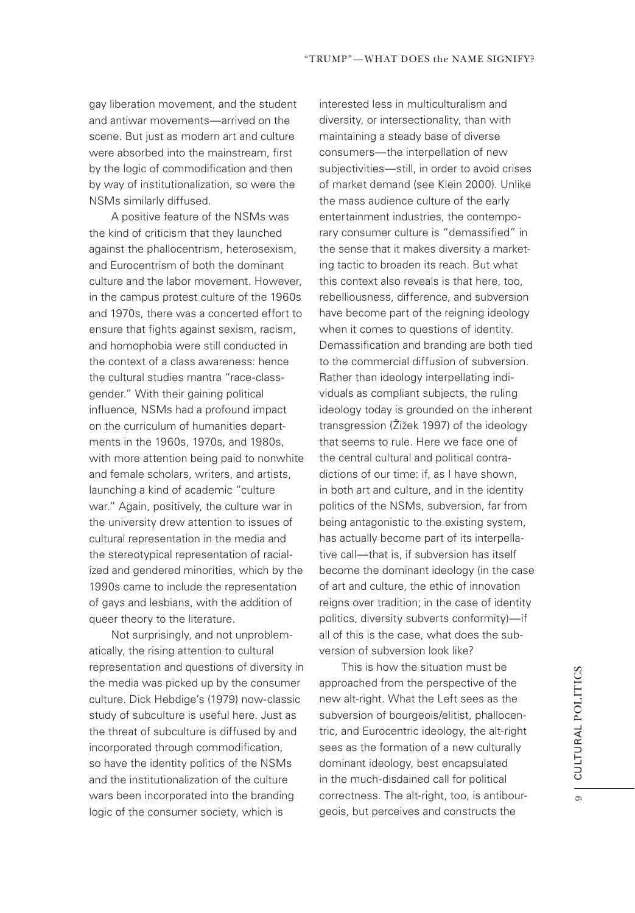gay liberation movement, and the student and antiwar movements—arrived on the scene. But just as modern art and culture were absorbed into the mainstream, first by the logic of commodification and then by way of institutionalization, so were the NSMs similarly diffused.

A positive feature of the NSMs was the kind of criticism that they launched against the phallocentrism, heterosexism, and Eurocentrism of both the dominant culture and the labor movement. However, in the campus protest culture of the 1960s and 1970s, there was a concerted effort to ensure that fights against sexism, racism, and homophobia were still conducted in the context of a class awareness: hence the cultural studies mantra "race-class-gender." With their gaining political influence, NSMs had a profound impact on the curriculum of humanities departments in the 1960s, 1970s, and 1980s, with more attention being paid to nonwhite and female scholars, writers, and artists, launching a kind of academic "culture war." Again, positively, the culture war in the university drew attention to issues of cultural representation in the media and the stereotypical representation of racialized and gendered minorities, which by the 1990s came to include the representation of gays and lesbians, with the addition of queer theory to the literature.

Not surprisingly, and not unproblematically, the rising attention to cultural representation and questions of diversity in the media was picked up by the consumer culture. Dick Hebdige's (1979) now-classic study of subculture is useful here. Just as the threat of subculture is diffused by and incorporated through commodification, so have the identity politics of the NSMs and the institutionalization of the culture wars been incorporated into the branding logic of the consumer society, which is interested less in multiculturalism and diversity, or intersectionality, than with maintaining a steady base of diverse consumers—the interpellation of new subjectivities—still, in order to avoid crises of market demand (see Klein 2000). Unlike the mass audience culture of the early entertainment industries, the contemporary consumer culture is "demassified" in the sense that it makes diversity a marketing tactic to broaden its reach. But what this context also reveals is that here, too, rebelliousness, difference, and subversion have become part of the reigning ideology when it comes to questions of identity. Demassification and branding are both tied to the commercial diffusion of subversion. Rather than ideology interpellating individuals as compliant subjects, the ruling ideology today is grounded on the inherent transgression (Žižek 1997) of the ideology that seems to rule. Here we face one of the central cultural and political contradictions of our time: if, as I have shown, in both art and culture, and in the identity politics of the NSMs, subversion, far from being antagonistic to the existing system, has actually become part of its interpellative call—that is, if subversion has itself become the dominant ideology (in the case of art and culture, the ethic of innovation reigns over tradition; in the case of identity politics, diversity subverts conformity)—if all of this is the case, what does the subversion of subversion look like?

This is how the situation must be approached from the perspective of the new alt-right. What the Left sees as the subversion of bourgeois/elitist, phallocentric, and Eurocentric ideology, the alt-right sees as the formation of a new culturally dominant ideology, best encapsulated in the much-disdained call for political correctness. The alt-right, too, is antibourgeois, but perceives and constructs the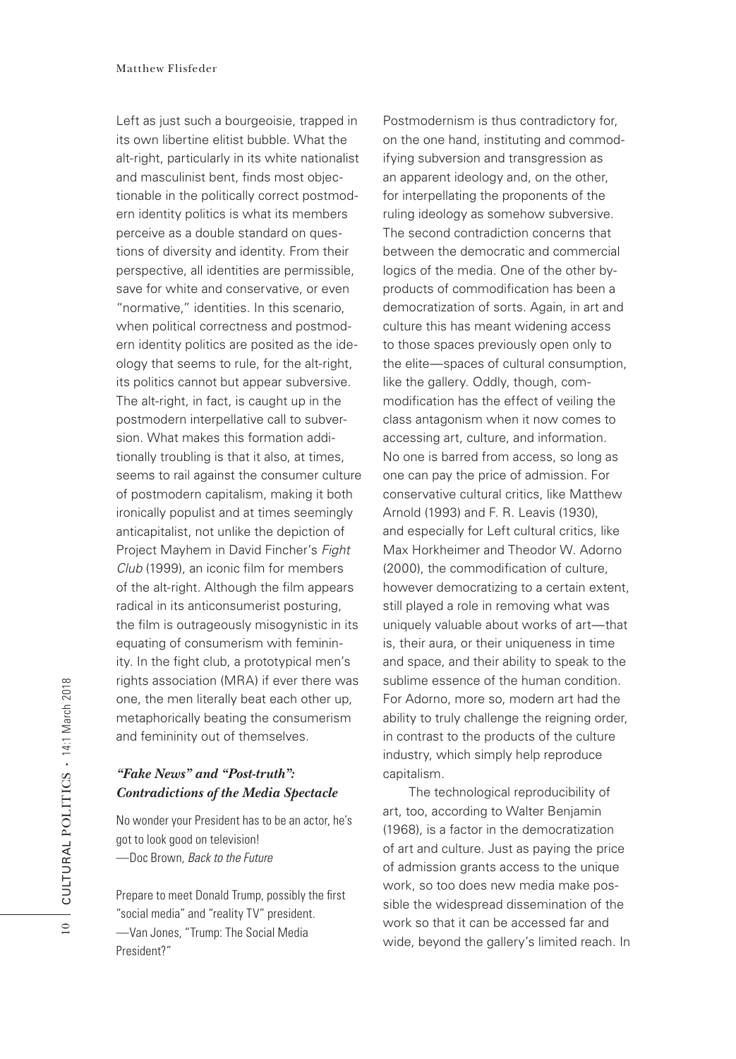Left as just such a bourgeoisie, trapped in its own libertine elitist bubble. What the alt-right, particularly in its white nationalist and masculinist bent, finds most objectionable in the politically correct postmodern identity politics is what its members perceive as a double standard on questions of diversity and identity. From their perspective, all identities are permissible, save for white and conservative, or even "normative," identities. In this scenario, when political correctness and postmodern identity politics are posited as the ideology that seems to rule, for the alt-right, its politics cannot but appear subversive. The alt-right, in fact, is caught up in the postmodern interpellative call to subversion. What makes this formation additionally troubling is that it also, at times, seems to rail against the consumer culture of postmodern capitalism, making it both ironically populist and at times seemingly anticapitalist, not unlike the depiction of Project Mayhem in David Fincher's *Fight Club* (1999), an iconic film for members of the alt-right. Although the film appears radical in its anticonsumerist posturing, the film is outrageously misogynistic in its equating of consumerism with femininity. In the fight club, a prototypical men's rights association (MRA) if ever there was one, the men literally beat each other up, metaphorically beating the consumerism and femininity out of themselves.

### *"Fake News" and "Post-truth": Contradictions of the Media Spectacle*

No wonder your President has to be an actor, he's got to look good on television!
—Doc Brown, *Back to the Future*

Prepare to meet Donald Trump, possibly the first "social media" and "reality TV" president.
—Van Jones, "Trump: The Social Media President?"

Postmodernism is thus contradictory for, on the one hand, instituting and commodifying subversion and transgression as an apparent ideology and, on the other, for interpellating the proponents of the ruling ideology as somehow subversive. The second contradiction concerns that between the democratic and commercial logics of the media. One of the other byproducts of commodification has been a democratization of sorts. Again, in art and culture this has meant widening access to those spaces previously open only to the elite—spaces of cultural consumption, like the gallery. Oddly, though, commodification has the effect of veiling the class antagonism when it now comes to accessing art, culture, and information. No one is barred from access, so long as one can pay the price of admission. For conservative cultural critics, like Matthew Arnold (1993) and F. R. Leavis (1930), and especially for Left cultural critics, like Max Horkheimer and Theodor W. Adorno (2000), the commodification of culture, however democratizing to a certain extent, still played a role in removing what was uniquely valuable about works of art—that is, their aura, or their uniqueness in time and space, and their ability to speak to the sublime essence of the human condition. For Adorno, more so, modern art had the ability to truly challenge the reigning order, in contrast to the products of the culture industry, which simply help reproduce capitalism.

The technological reproducibility of art, too, according to Walter Benjamin (1968), is a factor in the democratization of art and culture. Just as paying the price of admission grants access to the unique work, so too does new media make possible the widespread dissemination of the work so that it can be accessed far and wide, beyond the gallery's limited reach. In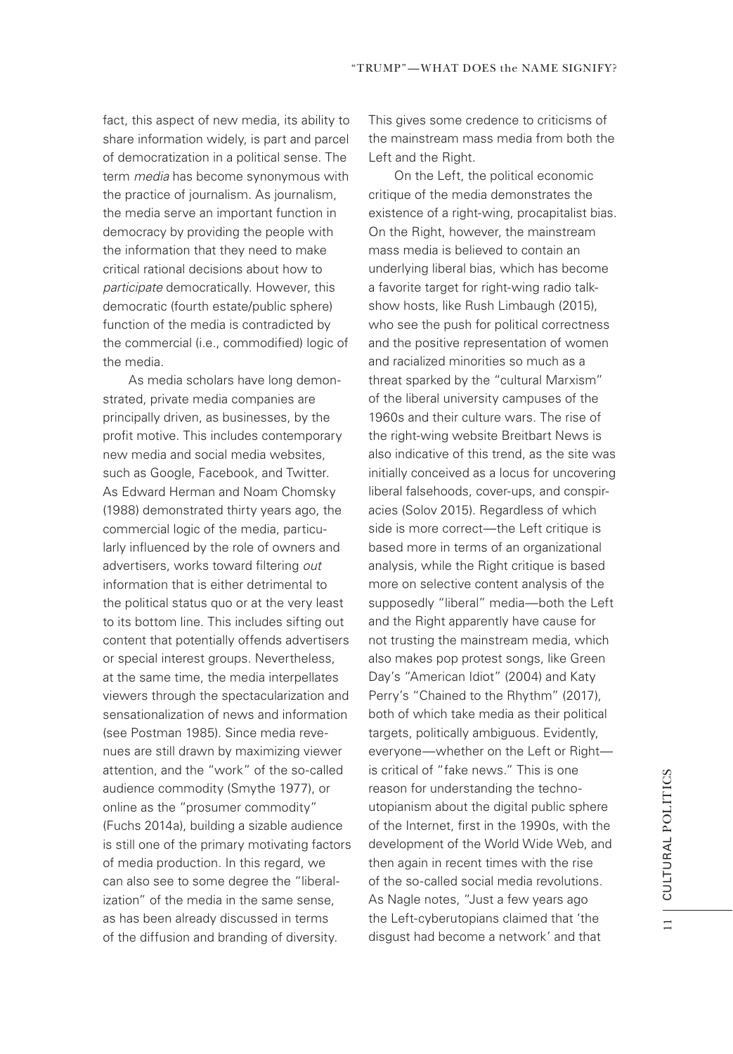fact, this aspect of new media, its ability to share information widely, is part and parcel of democratization in a political sense. The term *media* has become synonymous with the practice of journalism. As journalism, the media serve an important function in democracy by providing the people with the information that they need to make critical rational decisions about how to *participate* democratically. However, this democratic (fourth estate/public sphere) function of the media is contradicted by the commercial (i.e., commodified) logic of the media.

As media scholars have long demonstrated, private media companies are principally driven, as businesses, by the profit motive. This includes contemporary new media and social media websites, such as Google, Facebook, and Twitter. As Edward Herman and Noam Chomsky (1988) demonstrated thirty years ago, the commercial logic of the media, particularly influenced by the role of owners and advertisers, works toward filtering *out* information that is either detrimental to the political status quo or at the very least to its bottom line. This includes sifting out content that potentially offends advertisers or special interest groups. Nevertheless, at the same time, the media interpellates viewers through the spectacularization and sensationalization of news and information (see Postman 1985). Since media revenues are still drawn by maximizing viewer attention, and the "work" of the so-called audience commodity (Smythe 1977), or online as the "prosumer commodity" (Fuchs 2014a), building a sizable audience is still one of the primary motivating factors of media production. In this regard, we can also see to some degree the "liberalization" of the media in the same sense, as has been already discussed in terms of the diffusion and branding of diversity. This gives some credence to criticisms of the mainstream mass media from both the Left and the Right.

On the Left, the political economic critique of the media demonstrates the existence of a right-wing, procapitalist bias. On the Right, however, the mainstream mass media is believed to contain an underlying liberal bias, which has become a favorite target for right-wing radio talk-show hosts, like Rush Limbaugh (2015), who see the push for political correctness and the positive representation of women and racialized minorities so much as a threat sparked by the "cultural Marxism" of the liberal university campuses of the 1960s and their culture wars. The rise of the right-wing website Breitbart News is also indicative of this trend, as the site was initially conceived as a locus for uncovering liberal falsehoods, cover-ups, and conspiracies (Solov 2015). Regardless of which side is more correct—the Left critique is based more in terms of an organizational analysis, while the Right critique is based more on selective content analysis of the supposedly "liberal" media—both the Left and the Right apparently have cause for not trusting the mainstream media, which also makes pop protest songs, like Green Day's "American Idiot" (2004) and Katy Perry's "Chained to the Rhythm" (2017), both of which take media as their political targets, politically ambiguous. Evidently, everyone—whether on the Left or Right—is critical of "fake news." This is one reason for understanding the techno-utopianism about the digital public sphere of the Internet, first in the 1990s, with the development of the World Wide Web, and then again in recent times with the rise of the so-called social media revolutions. As Nagle notes, "Just a few years ago the Left-cyberutopians claimed that 'the disgust had become a network' and that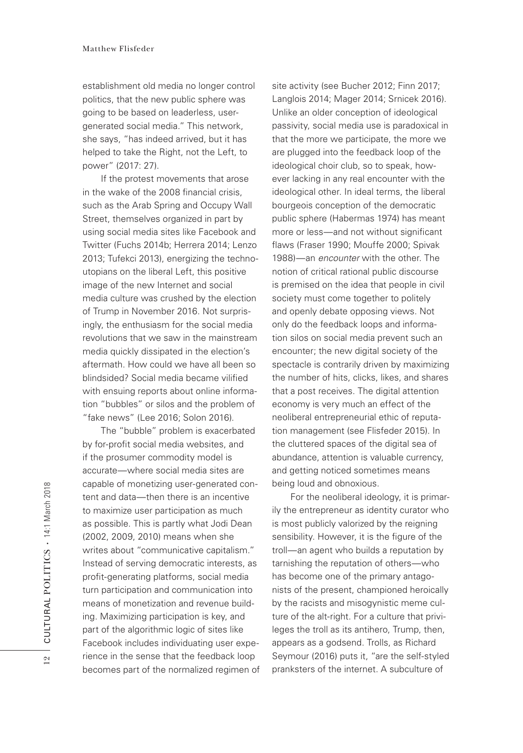establishment old media no longer control politics, that the new public sphere was going to be based on leaderless, user-generated social media." This network, she says, "has indeed arrived, but it has helped to take the Right, not the Left, to power" (2017: 27).

If the protest movements that arose in the wake of the 2008 financial crisis, such as the Arab Spring and Occupy Wall Street, themselves organized in part by using social media sites like Facebook and Twitter (Fuchs 2014b; Herrera 2014; Lenzo 2013; Tufekci 2013), energizing the techno-utopians on the liberal Left, this positive image of the new Internet and social media culture was crushed by the election of Trump in November 2016. Not surprisingly, the enthusiasm for the social media revolutions that we saw in the mainstream media quickly dissipated in the election's aftermath. How could we have all been so blindsided? Social media became vilified with ensuing reports about online information "bubbles" or silos and the problem of "fake news" (Lee 2016; Solon 2016).

The "bubble" problem is exacerbated by for-profit social media websites, and if the prosumer commodity model is accurate—where social media sites are capable of monetizing user-generated content and data—then there is an incentive to maximize user participation as much as possible. This is partly what Jodi Dean (2002, 2009, 2010) means when she writes about "communicative capitalism." Instead of serving democratic interests, as profit-generating platforms, social media turn participation and communication into means of monetization and revenue building. Maximizing participation is key, and part of the algorithmic logic of sites like Facebook includes individuating user experience in the sense that the feedback loop becomes part of the normalized regimen of site activity (see Bucher 2012; Finn 2017; Langlois 2014; Mager 2014; Srnicek 2016). Unlike an older conception of ideological passivity, social media use is paradoxical in that the more we participate, the more we are plugged into the feedback loop of the ideological choir club, so to speak, however lacking in any real encounter with the ideological other. In ideal terms, the liberal bourgeois conception of the democratic public sphere (Habermas 1974) has meant more or less—and not without significant flaws (Fraser 1990; Mouffe 2000; Spivak 1988)—an *encounter* with the other. The notion of critical rational public discourse is premised on the idea that people in civil society must come together to politely and openly debate opposing views. Not only do the feedback loops and information silos on social media prevent such an encounter; the new digital society of the spectacle is contrarily driven by maximizing the number of hits, clicks, likes, and shares that a post receives. The digital attention economy is very much an effect of the neoliberal entrepreneurial ethic of reputation management (see Flisfeder 2015). In the cluttered spaces of the digital sea of abundance, attention is valuable currency, and getting noticed sometimes means being loud and obnoxious.

For the neoliberal ideology, it is primarily the entrepreneur as identity curator who is most publicly valorized by the reigning sensibility. However, it is the figure of the troll—an agent who builds a reputation by tarnishing the reputation of others—who has become one of the primary antagonists of the present, championed heroically by the racists and misogynistic meme culture of the alt-right. For a culture that privileges the troll as its antihero, Trump, then, appears as a godsend. Trolls, as Richard Seymour (2016) puts it, "are the self-styled pranksters of the internet. A subculture of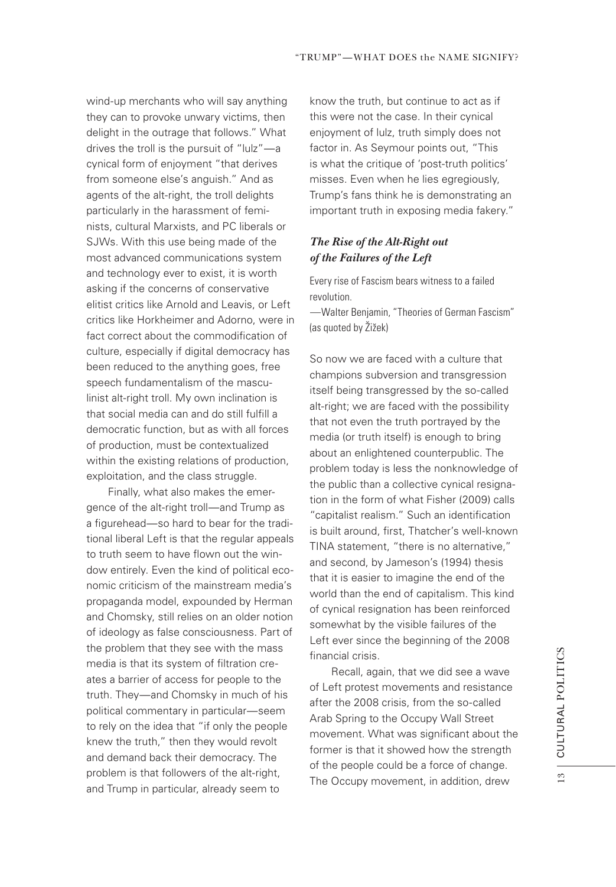wind-up merchants who will say anything they can to provoke unwary victims, then delight in the outrage that follows." What drives the troll is the pursuit of "lulz"—a cynical form of enjoyment "that derives from someone else's anguish." And as agents of the alt-right, the troll delights particularly in the harassment of feminists, cultural Marxists, and PC liberals or SJWs. With this use being made of the most advanced communications system and technology ever to exist, it is worth asking if the concerns of conservative elitist critics like Arnold and Leavis, or Left critics like Horkheimer and Adorno, were in fact correct about the commodification of culture, especially if digital democracy has been reduced to the anything goes, free speech fundamentalism of the masculinist alt-right troll. My own inclination is that social media can and do still fulfill a democratic function, but as with all forces of production, must be contextualized within the existing relations of production, exploitation, and the class struggle.

Finally, what also makes the emergence of the alt-right troll—and Trump as a figurehead—so hard to bear for the traditional liberal Left is that the regular appeals to truth seem to have flown out the window entirely. Even the kind of political economic criticism of the mainstream media's propaganda model, expounded by Herman and Chomsky, still relies on an older notion of ideology as false consciousness. Part of the problem that they see with the mass media is that its system of filtration creates a barrier of access for people to the truth. They—and Chomsky in much of his political commentary in particular—seem to rely on the idea that "if only the people knew the truth," then they would revolt and demand back their democracy. The problem is that followers of the alt-right, and Trump in particular, already seem to know the truth, but continue to act as if this were not the case. In their cynical enjoyment of lulz, truth simply does not factor in. As Seymour points out, "This is what the critique of 'post-truth politics' misses. Even when he lies egregiously, Trump's fans think he is demonstrating an important truth in exposing media fakery."

### *The Rise of the Alt-Right out of the Failures of the Left*

Every rise of Fascism bears witness to a failed revolution.
—Walter Benjamin, "Theories of German Fascism" (as quoted by Žižek)

So now we are faced with a culture that champions subversion and transgression itself being transgressed by the so-called alt-right; we are faced with the possibility that not even the truth portrayed by the media (or truth itself) is enough to bring about an enlightened counterpublic. The problem today is less the nonknowledge of the public than a collective cynical resignation in the form of what Fisher (2009) calls "capitalist realism." Such an identification is built around, first, Thatcher's well-known TINA statement, "there is no alternative," and second, by Jameson's (1994) thesis that it is easier to imagine the end of the world than the end of capitalism. This kind of cynical resignation has been reinforced somewhat by the visible failures of the Left ever since the beginning of the 2008 financial crisis.

Recall, again, that we did see a wave of Left protest movements and resistance after the 2008 crisis, from the so-called Arab Spring to the Occupy Wall Street movement. What was significant about the former is that it showed how the strength of the people could be a force of change. The Occupy movement, in addition, drew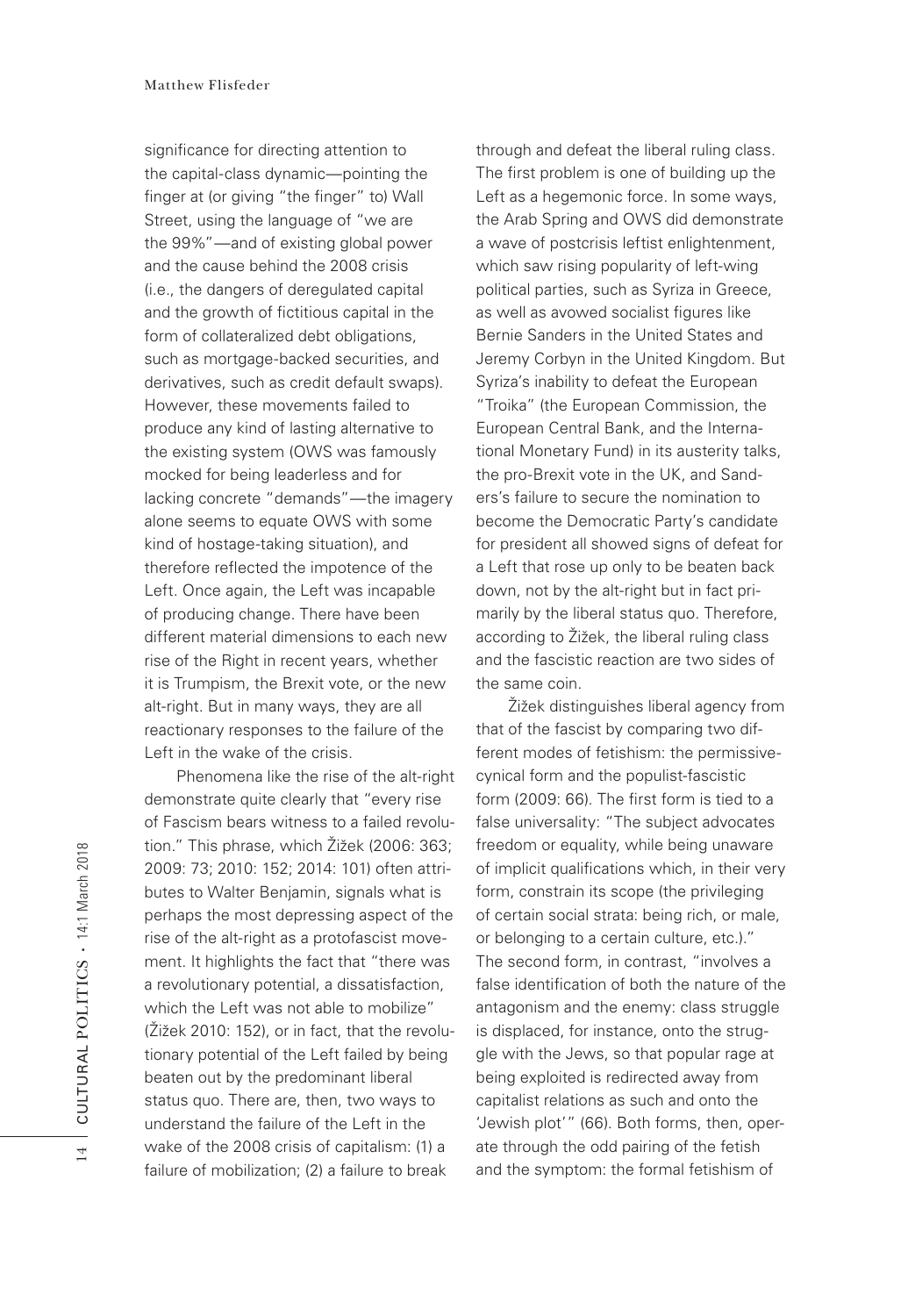significance for directing attention to the capital-class dynamic—pointing the finger at (or giving "the finger" to) Wall Street, using the language of "we are the 99%"—and of existing global power and the cause behind the 2008 crisis (i.e., the dangers of deregulated capital and the growth of fictitious capital in the form of collateralized debt obligations, such as mortgage-backed securities, and derivatives, such as credit default swaps). However, these movements failed to produce any kind of lasting alternative to the existing system (OWS was famously mocked for being leaderless and for lacking concrete "demands"—the imagery alone seems to equate OWS with some kind of hostage-taking situation), and therefore reflected the impotence of the Left. Once again, the Left was incapable of producing change. There have been different material dimensions to each new rise of the Right in recent years, whether it is Trumpism, the Brexit vote, or the new alt-right. But in many ways, they are all reactionary responses to the failure of the Left in the wake of the crisis.

Phenomena like the rise of the alt-right demonstrate quite clearly that "every rise of Fascism bears witness to a failed revolution." This phrase, which Žižek (2006: 363; 2009: 73; 2010: 152; 2014: 101) often attributes to Walter Benjamin, signals what is perhaps the most depressing aspect of the rise of the alt-right as a protofascist movement. It highlights the fact that "there was a revolutionary potential, a dissatisfaction, which the Left was not able to mobilize" (Žižek 2010: 152), or in fact, that the revolutionary potential of the Left failed by being beaten out by the predominant liberal status quo. There are, then, two ways to understand the failure of the Left in the wake of the 2008 crisis of capitalism: (1) a failure of mobilization; (2) a failure to break through and defeat the liberal ruling class. The first problem is one of building up the Left as a hegemonic force. In some ways, the Arab Spring and OWS did demonstrate a wave of postcrisis leftist enlightenment, which saw rising popularity of left-wing political parties, such as Syriza in Greece, as well as avowed socialist figures like Bernie Sanders in the United States and Jeremy Corbyn in the United Kingdom. But Syriza's inability to defeat the European "Troika" (the European Commission, the European Central Bank, and the International Monetary Fund) in its austerity talks, the pro-Brexit vote in the UK, and Sanders's failure to secure the nomination to become the Democratic Party's candidate for president all showed signs of defeat for a Left that rose up only to be beaten back down, not by the alt-right but in fact primarily by the liberal status quo. Therefore, according to Žižek, the liberal ruling class and the fascistic reaction are two sides of the same coin.

Žižek distinguishes liberal agency from that of the fascist by comparing two different modes of fetishism: the permissive-cynical form and the populist-fascistic form (2009: 66). The first form is tied to a false universality: "The subject advocates freedom or equality, while being unaware of implicit qualifications which, in their very form, constrain its scope (the privileging of certain social strata: being rich, or male, or belonging to a certain culture, etc.)." The second form, in contrast, "involves a false identification of both the nature of the antagonism and the enemy: class struggle is displaced, for instance, onto the struggle with the Jews, so that popular rage at being exploited is redirected away from capitalist relations as such and onto the 'Jewish plot'" (66). Both forms, then, operate through the odd pairing of the fetish and the symptom: the formal fetishism of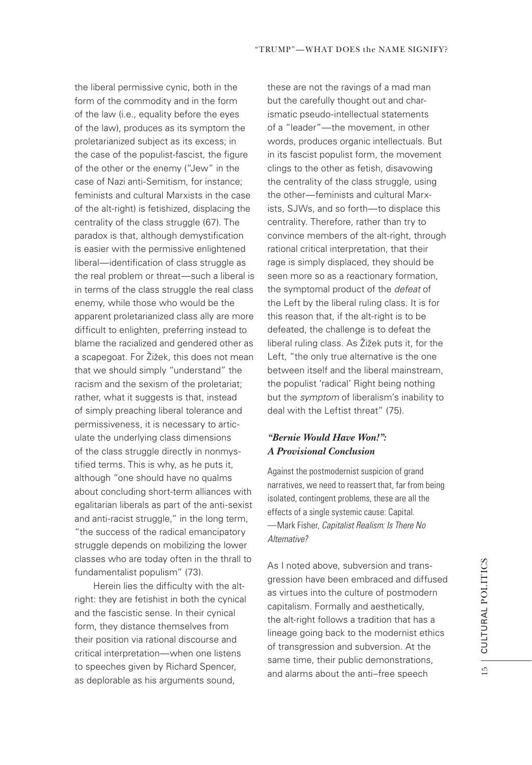the liberal permissive cynic, both in the form of the commodity and in the form of the law (i.e., equality before the eyes of the law), produces as its symptom the proletarianized subject as its excess; in the case of the populist-fascist, the figure of the other or the enemy ("Jew" in the case of Nazi anti-Semitism, for instance; feminists and cultural Marxists in the case of the alt-right) is fetishized, displacing the centrality of the class struggle (67). The paradox is that, although demystification is easier with the permissive enlightened liberal—identification of class struggle as the real problem or threat—such a liberal is in terms of the class struggle the real class enemy, while those who would be the apparent proletarianized class ally are more difficult to enlighten, preferring instead to blame the racialized and gendered other as a scapegoat. For Žižek, this does not mean that we should simply "understand" the racism and the sexism of the proletariat; rather, what it suggests is that, instead of simply preaching liberal tolerance and permissiveness, it is necessary to articulate the underlying class dimensions of the class struggle directly in nonmystified terms. This is why, as he puts it, although "one should have no qualms about concluding short-term alliances with egalitarian liberals as part of the anti-sexist and anti-racist struggle," in the long term, "the success of the radical emancipatory struggle depends on mobilizing the lower classes who are today often in the thrall to fundamentalist populism" (73).

Herein lies the difficulty with the alt-right: they are fetishist in both the cynical and the fascistic sense. In their cynical form, they distance themselves from their position via rational discourse and critical interpretation—when one listens to speeches given by Richard Spencer, as deplorable as his arguments sound, these are not the ravings of a mad man but the carefully thought out and charismatic pseudo-intellectual statements of a "leader"—the movement, in other words, produces organic intellectuals. But in its fascist populist form, the movement clings to the other as fetish, disavowing the centrality of the class struggle, using the other—feminists and cultural Marxists, SJWs, and so forth—to displace this centrality. Therefore, rather than try to convince members of the alt-right, through rational critical interpretation, that their rage is simply displaced, they should be seen more so as a reactionary formation, the symptomal product of the *defeat* of the Left by the liberal ruling class. It is for this reason that, if the alt-right is to be defeated, the challenge is to defeat the liberal ruling class. As Žižek puts it, for the Left, "the only true alternative is the one between itself and the liberal mainstream, the populist 'radical' Right being nothing but the *symptom* of liberalism's inability to deal with the Leftist threat" (75).

### *"Bernie Would Have Won!": A Provisional Conclusion*

> Against the postmodernist suspicion of grand narratives, we need to reassert that, far from being isolated, contingent problems, these are all the effects of a single systemic cause: Capital.
> —Mark Fisher, *Capitalist Realism: Is There No Alternative?*

As I noted above, subversion and transgression have been embraced and diffused as virtues into the culture of postmodern capitalism. Formally and aesthetically, the alt-right follows a tradition that has a lineage going back to the modernist ethics of transgression and subversion. At the same time, their public demonstrations, and alarms about the anti–free speech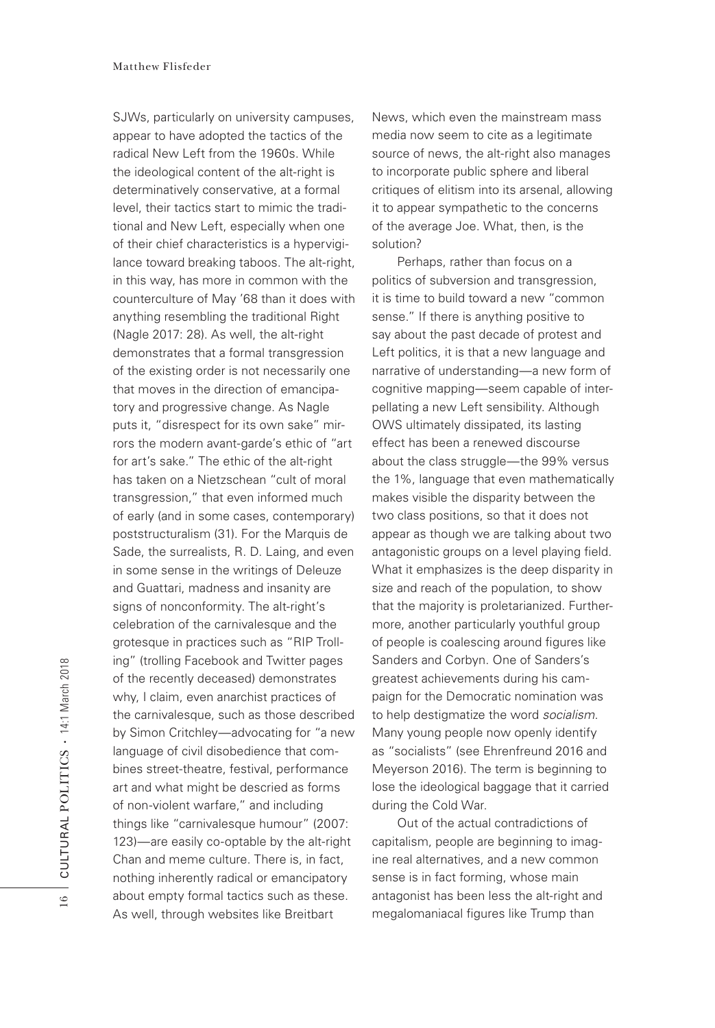SJWs, particularly on university campuses, appear to have adopted the tactics of the radical New Left from the 1960s. While the ideological content of the alt-right is determinatively conservative, at a formal level, their tactics start to mimic the traditional and New Left, especially when one of their chief characteristics is a hypervigilance toward breaking taboos. The alt-right, in this way, has more in common with the counterculture of May '68 than it does with anything resembling the traditional Right (Nagle 2017: 28). As well, the alt-right demonstrates that a formal transgression of the existing order is not necessarily one that moves in the direction of emancipatory and progressive change. As Nagle puts it, "disrespect for its own sake" mirrors the modern avant-garde's ethic of "art for art's sake." The ethic of the alt-right has taken on a Nietzschean "cult of moral transgression," that even informed much of early (and in some cases, contemporary) poststructuralism (31). For the Marquis de Sade, the surrealists, R. D. Laing, and even in some sense in the writings of Deleuze and Guattari, madness and insanity are signs of nonconformity. The alt-right's celebration of the carnivalesque and the grotesque in practices such as "RIP Trolling" (trolling Facebook and Twitter pages of the recently deceased) demonstrates why, I claim, even anarchist practices of the carnivalesque, such as those described by Simon Critchley—advocating for "a new language of civil disobedience that combines street-theatre, festival, performance art and what might be descried as forms of non-violent warfare," and including things like "carnivalesque humour" (2007: 123)—are easily co-optable by the alt-right Chan and meme culture. There is, in fact, nothing inherently radical or emancipatory about empty formal tactics such as these. As well, through websites like Breitbart News, which even the mainstream mass media now seem to cite as a legitimate source of news, the alt-right also manages to incorporate public sphere and liberal critiques of elitism into its arsenal, allowing it to appear sympathetic to the concerns of the average Joe. What, then, is the solution?

Perhaps, rather than focus on a politics of subversion and transgression, it is time to build toward a new "common sense." If there is anything positive to say about the past decade of protest and Left politics, it is that a new language and narrative of understanding—a new form of cognitive mapping—seem capable of interpellating a new Left sensibility. Although OWS ultimately dissipated, its lasting effect has been a renewed discourse about the class struggle—the 99% versus the 1%, language that even mathematically makes visible the disparity between the two class positions, so that it does not appear as though we are talking about two antagonistic groups on a level playing field. What it emphasizes is the deep disparity in size and reach of the population, to show that the majority is proletarianized. Furthermore, another particularly youthful group of people is coalescing around figures like Sanders and Corbyn. One of Sanders's greatest achievements during his campaign for the Democratic nomination was to help destigmatize the word *socialism*. Many young people now openly identify as "socialists" (see Ehrenfreund 2016 and Meyerson 2016). The term is beginning to lose the ideological baggage that it carried during the Cold War.

Out of the actual contradictions of capitalism, people are beginning to imagine real alternatives, and a new common sense is in fact forming, whose main antagonist has been less the alt-right and megalomaniacal figures like Trump than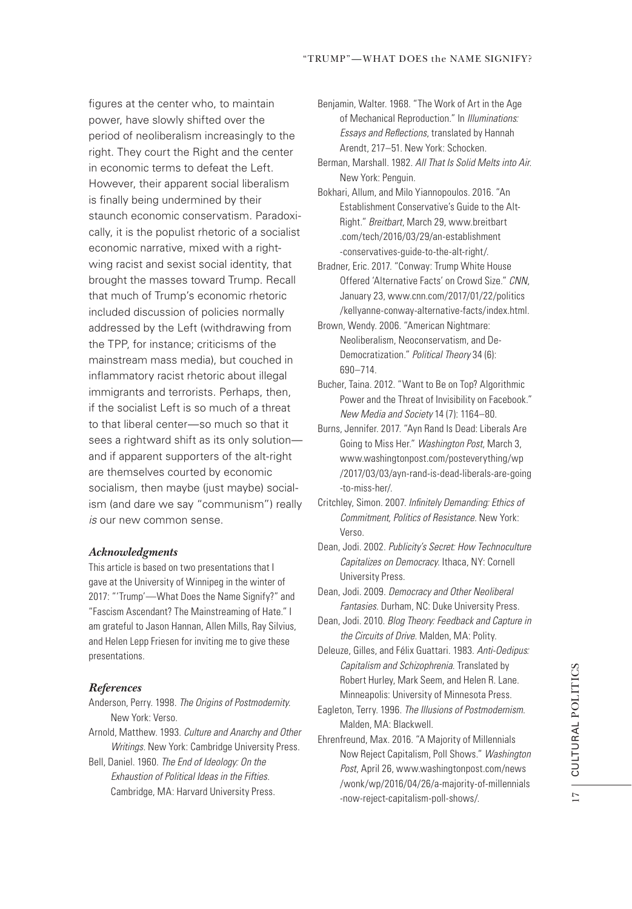figures at the center who, to maintain power, have slowly shifted over the period of neoliberalism increasingly to the right. They court the Right and the center in economic terms to defeat the Left. However, their apparent social liberalism is finally being undermined by their staunch economic conservatism. Paradoxically, it is the populist rhetoric of a socialist economic narrative, mixed with a right-wing racist and sexist social identity, that brought the masses toward Trump. Recall that much of Trump's economic rhetoric included discussion of policies normally addressed by the Left (withdrawing from the TPP, for instance; criticisms of the mainstream mass media), but couched in inflammatory racist rhetoric about illegal immigrants and terrorists. Perhaps, then, if the socialist Left is so much of a threat to that liberal center—so much so that it sees a rightward shift as its only solution—and if apparent supporters of the alt-right are themselves courted by economic socialism, then maybe (just maybe) socialism (and dare we say "communism") really *is* our new common sense.

### *Acknowledgments*

This article is based on two presentations that I gave at the University of Winnipeg in the winter of 2017: "'Trump'—What Does the Name Signify?" and "Fascism Ascendant? The Mainstreaming of Hate." I am grateful to Jason Hannan, Allen Mills, Ray Silvius, and Helen Lepp Friesen for inviting me to give these presentations.

### *References*

Anderson, Perry. 1998. *The Origins of Postmodernity.* New York: Verso.

Arnold, Matthew. 1993. *Culture and Anarchy and Other Writings.* New York: Cambridge University Press.

Bell, Daniel. 1960. *The End of Ideology: On the Exhaustion of Political Ideas in the Fifties.* Cambridge, MA: Harvard University Press.

Benjamin, Walter. 1968. "The Work of Art in the Age of Mechanical Reproduction." In *Illuminations: Essays and Reflections*, translated by Hannah Arendt, 217–51. New York: Schocken.

Berman, Marshall. 1982. *All That Is Solid Melts into Air.* New York: Penguin.

Bokhari, Allum, and Milo Yiannopoulos. 2016. "An Establishment Conservative's Guide to the Alt-Right." *Breitbart*, March 29, www.breitbart.com/tech/2016/03/29/an-establishment-conservatives-guide-to-the-alt-right/.

Bradner, Eric. 2017. "Conway: Trump White House Offered 'Alternative Facts' on Crowd Size." *CNN*, January 23, www.cnn.com/2017/01/22/politics/kellyanne-conway-alternative-facts/index.html.

Brown, Wendy. 2006. "American Nightmare: Neoliberalism, Neoconservatism, and De-Democratization." *Political Theory* 34 (6): 690–714.

Bucher, Taina. 2012. "Want to Be on Top? Algorithmic Power and the Threat of Invisibility on Facebook." *New Media and Society* 14 (7): 1164–80.

Burns, Jennifer. 2017. "Ayn Rand Is Dead: Liberals Are Going to Miss Her." *Washington Post*, March 3, www.washingtonpost.com/posteverything/wp/2017/03/03/ayn-rand-is-dead-liberals-are-going-to-miss-her/.

Critchley, Simon. 2007. *Infinitely Demanding: Ethics of Commitment, Politics of Resistance.* New York: Verso.

Dean, Jodi. 2002. *Publicity's Secret: How Technoculture Capitalizes on Democracy.* Ithaca, NY: Cornell University Press.

Dean, Jodi. 2009. *Democracy and Other Neoliberal Fantasies.* Durham, NC: Duke University Press.

Dean, Jodi. 2010. *Blog Theory: Feedback and Capture in the Circuits of Drive.* Malden, MA: Polity.

Deleuze, Gilles, and Félix Guattari. 1983. *Anti-Oedipus: Capitalism and Schizophrenia.* Translated by Robert Hurley, Mark Seem, and Helen R. Lane. Minneapolis: University of Minnesota Press.

Eagleton, Terry. 1996. *The Illusions of Postmodernism.* Malden, MA: Blackwell.

Ehrenfreund, Max. 2016. "A Majority of Millennials Now Reject Capitalism, Poll Shows." *Washington Post*, April 26, www.washingtonpost.com/news/wonk/wp/2016/04/26/a-majority-of-millennials-now-reject-capitalism-poll-shows/.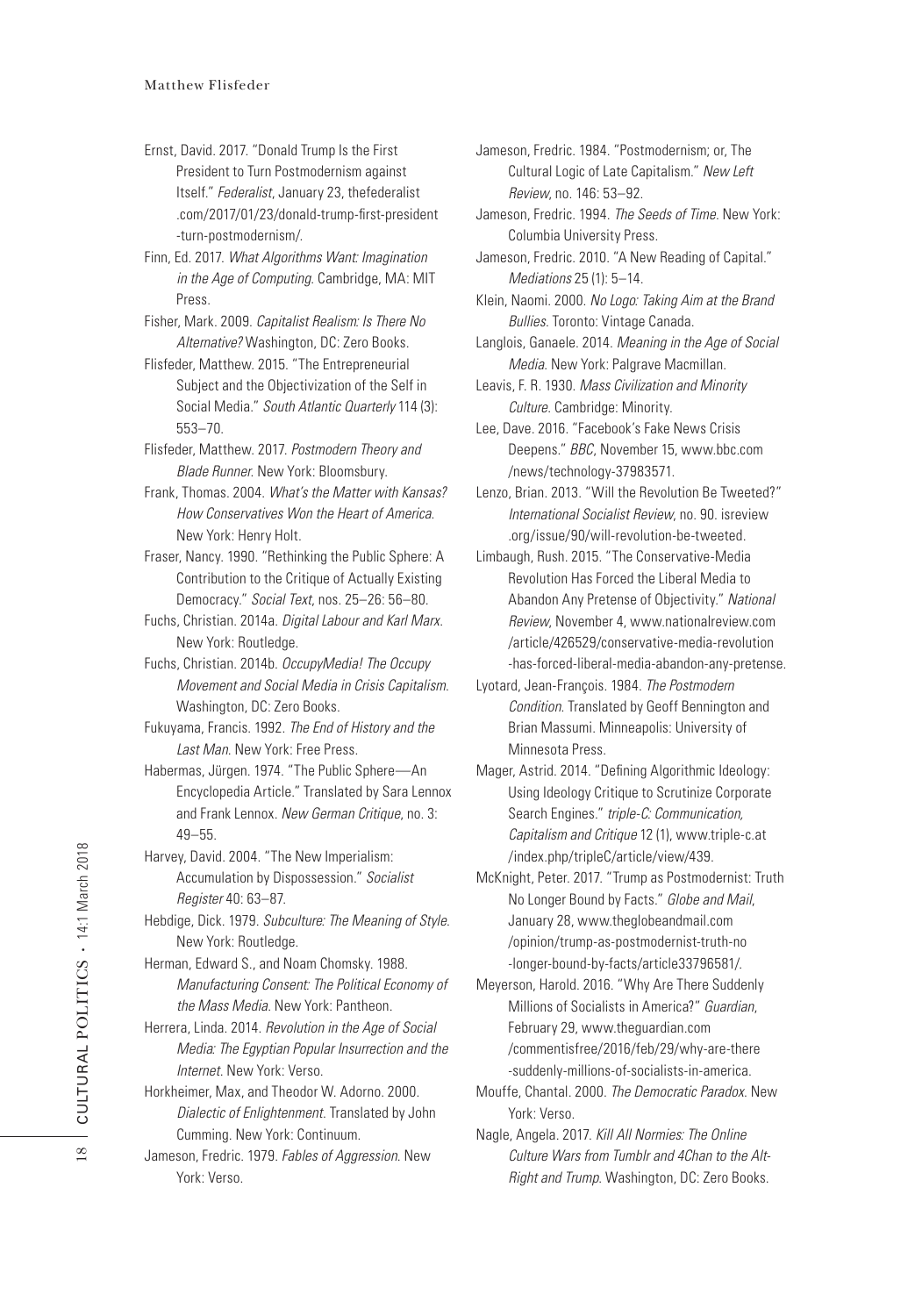Ernst, David. 2017. "Donald Trump Is the First President to Turn Postmodernism against Itself." *Federalist*, January 23, thefederalist .com/2017/01/23/donald-trump-first-president -turn-postmodernism/.

Finn, Ed. 2017. *What Algorithms Want: Imagination in the Age of Computing*. Cambridge, MA: MIT Press.

Fisher, Mark. 2009. *Capitalist Realism: Is There No Alternative?* Washington, DC: Zero Books.

Flisfeder, Matthew. 2015. "The Entrepreneurial Subject and the Objectivization of the Self in Social Media." *South Atlantic Quarterly* 114 (3): 553–70.

Flisfeder, Matthew. 2017. *Postmodern Theory and Blade Runner*. New York: Bloomsbury.

Frank, Thomas. 2004. *What's the Matter with Kansas? How Conservatives Won the Heart of America*. New York: Henry Holt.

Fraser, Nancy. 1990. "Rethinking the Public Sphere: A Contribution to the Critique of Actually Existing Democracy." *Social Text*, nos. 25–26: 56–80.

Fuchs, Christian. 2014a. *Digital Labour and Karl Marx*. New York: Routledge.

Fuchs, Christian. 2014b. *OccupyMedia! The Occupy Movement and Social Media in Crisis Capitalism*. Washington, DC: Zero Books.

Fukuyama, Francis. 1992. *The End of History and the Last Man*. New York: Free Press.

Habermas, Jürgen. 1974. "The Public Sphere—An Encyclopedia Article." Translated by Sara Lennox and Frank Lennox. *New German Critique*, no. 3: 49–55.

Harvey, David. 2004. "The New Imperialism: Accumulation by Dispossession." *Socialist Register* 40: 63–87.

Hebdige, Dick. 1979. *Subculture: The Meaning of Style*. New York: Routledge.

Herman, Edward S., and Noam Chomsky. 1988. *Manufacturing Consent: The Political Economy of the Mass Media*. New York: Pantheon.

Herrera, Linda. 2014. *Revolution in the Age of Social Media: The Egyptian Popular Insurrection and the Internet*. New York: Verso.

Horkheimer, Max, and Theodor W. Adorno. 2000. *Dialectic of Enlightenment*. Translated by John Cumming. New York: Continuum.

Jameson, Fredric. 1979. *Fables of Aggression*. New York: Verso.

Jameson, Fredric. 1984. "Postmodernism; or, The Cultural Logic of Late Capitalism." *New Left Review*, no. 146: 53–92.

Jameson, Fredric. 1994. *The Seeds of Time*. New York: Columbia University Press.

Jameson, Fredric. 2010. "A New Reading of Capital." *Mediations* 25 (1): 5–14.

Klein, Naomi. 2000. *No Logo: Taking Aim at the Brand Bullies*. Toronto: Vintage Canada.

Langlois, Ganaele. 2014. *Meaning in the Age of Social Media*. New York: Palgrave Macmillan.

Leavis, F. R. 1930. *Mass Civilization and Minority Culture*. Cambridge: Minority.

Lee, Dave. 2016. "Facebook's Fake News Crisis Deepens." *BBC*, November 15, www.bbc.com /news/technology-37983571.

Lenzo, Brian. 2013. "Will the Revolution Be Tweeted?" *International Socialist Review*, no. 90. isreview .org/issue/90/will-revolution-be-tweeted.

Limbaugh, Rush. 2015. "The Conservative-Media Revolution Has Forced the Liberal Media to Abandon Any Pretense of Objectivity." *National Review*, November 4, www.nationalreview.com /article/426529/conservative-media-revolution -has-forced-liberal-media-abandon-any-pretense.

Lyotard, Jean-François. 1984. *The Postmodern Condition*. Translated by Geoff Bennington and Brian Massumi. Minneapolis: University of Minnesota Press.

Mager, Astrid. 2014. "Defining Algorithmic Ideology: Using Ideology Critique to Scrutinize Corporate Search Engines." *triple-C: Communication, Capitalism and Critique* 12 (1), www.triple-c.at /index.php/tripleC/article/view/439.

McKnight, Peter. 2017. "Trump as Postmodernist: Truth No Longer Bound by Facts." *Globe and Mail*, January 28, www.theglobeandmail.com /opinion/trump-as-postmodernist-truth-no -longer-bound-by-facts/article33796581/.

Meyerson, Harold. 2016. "Why Are There Suddenly Millions of Socialists in America?" *Guardian*, February 29, www.theguardian.com /commentisfree/2016/feb/29/why-are-there -suddenly-millions-of-socialists-in-america.

Mouffe, Chantal. 2000. *The Democratic Paradox*. New York: Verso.

Nagle, Angela. 2017. *Kill All Normies: The Online Culture Wars from Tumblr and 4Chan to the Alt-Right and Trump*. Washington, DC: Zero Books.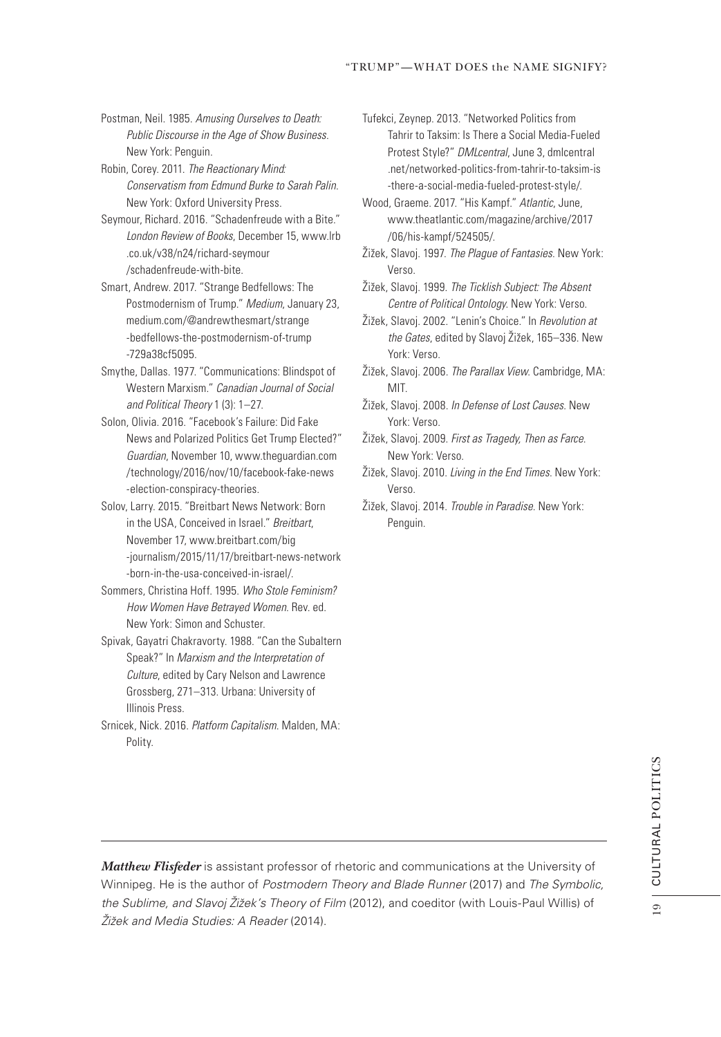Postman, Neil. 1985. *Amusing Ourselves to Death: Public Discourse in the Age of Show Business*. New York: Penguin.

Robin, Corey. 2011. *The Reactionary Mind: Conservatism from Edmund Burke to Sarah Palin*. New York: Oxford University Press.

Seymour, Richard. 2016. "Schadenfreude with a Bite." *London Review of Books*, December 15, www.lrb.co.uk/v38/n24/richard-seymour/schadenfreude-with-bite.

Smart, Andrew. 2017. "Strange Bedfellows: The Postmodernism of Trump." *Medium*, January 23, medium.com/@andrewthesmart/strange-bedfellows-the-postmodernism-of-trump-729a38cf5095.

Smythe, Dallas. 1977. "Communications: Blindspot of Western Marxism." *Canadian Journal of Social and Political Theory* 1 (3): 1–27.

Solon, Olivia. 2016. "Facebook's Failure: Did Fake News and Polarized Politics Get Trump Elected?" *Guardian*, November 10, www.theguardian.com/technology/2016/nov/10/facebook-fake-news-election-conspiracy-theories.

Solov, Larry. 2015. "Breitbart News Network: Born in the USA, Conceived in Israel." *Breitbart*, November 17, www.breitbart.com/big-journalism/2015/11/17/breitbart-news-network-born-in-the-usa-conceived-in-israel/.

Sommers, Christina Hoff. 1995. *Who Stole Feminism? How Women Have Betrayed Women*. Rev. ed. New York: Simon and Schuster.

Spivak, Gayatri Chakravorty. 1988. "Can the Subaltern Speak?" In *Marxism and the Interpretation of Culture*, edited by Cary Nelson and Lawrence Grossberg, 271–313. Urbana: University of Illinois Press.

Srnicek, Nick. 2016. *Platform Capitalism*. Malden, MA: Polity.

Tufekci, Zeynep. 2013. "Networked Politics from Tahrir to Taksim: Is There a Social Media-Fueled Protest Style?" *DMLcentral*, June 3, dmlcentral.net/networked-politics-from-tahrir-to-taksim-is-there-a-social-media-fueled-protest-style/.

Wood, Graeme. 2017. "His Kampf." *Atlantic*, June, www.theatlantic.com/magazine/archive/2017/06/his-kampf/524505/.

Žižek, Slavoj. 1997. *The Plague of Fantasies*. New York: Verso.

Žižek, Slavoj. 1999. *The Ticklish Subject: The Absent Centre of Political Ontology*. New York: Verso.

Žižek, Slavoj. 2002. "Lenin's Choice." In *Revolution at the Gates*, edited by Slavoj Žižek, 165–336. New York: Verso.

Žižek, Slavoj. 2006. *The Parallax View*. Cambridge, MA: MIT.

Žižek, Slavoj. 2008. *In Defense of Lost Causes*. New York: Verso.

Žižek, Slavoj. 2009. *First as Tragedy, Then as Farce*. New York: Verso.

Žižek, Slavoj. 2010. *Living in the End Times*. New York: Verso.

Žižek, Slavoj. 2014. *Trouble in Paradise*. New York: Penguin.

---

***Matthew Flisfeder*** is assistant professor of rhetoric and communications at the University of Winnipeg. He is the author of *Postmodern Theory and Blade Runner* (2017) and *The Symbolic, the Sublime, and Slavoj Žižek's Theory of Film* (2012), and coeditor (with Louis-Paul Willis) of *Žižek and Media Studies: A Reader* (2014).